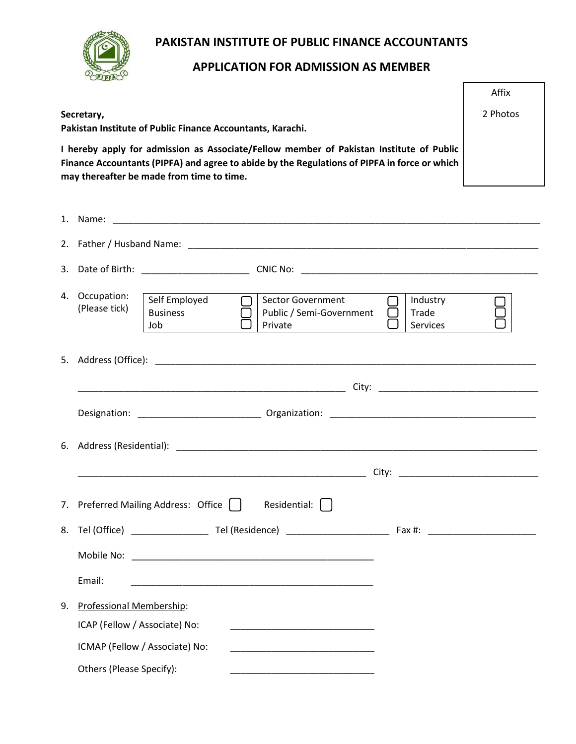# PAKISTAN INSTITUTE OF PUBLIC FINANCE ACCOUNTANTS

## APPLICATION FOR ADMISSION AS MEMBER

Affix

2 Photos

**Secretary,**
**Pakistan Institute of Public Finance Accountants, Karachi.**

**I hereby apply for admission as Associate/Fellow member of Pakistan Institute of Public Finance Accountants (PIPFA) and agree to abide by the Regulations of PIPFA in force or which may thereafter be made from time to time.**

1. Name: ______________________________________________

2. Father / Husband Name: ______________________________________________

3. Date of Birth: ____________________ CNIC No: ______________________________

4. Occupation: (Please tick)

| | | | | | |
|---|---|---|---|---|---|
| Self Employed | ☐ | Sector Government | ☐ | Industry | ☐ |
| Business | ☐ | Public / Semi-Government | ☐ | Trade | ☐ |
| Job | ☐ | Private | ☐ | Services | ☐ |

5. Address (Office): ______________________________________________

   ______________________________________________ City: ____________________

   Designation: ____________________ Organization: ______________________________

6. Address (Residential): ______________________________________________

   ______________________________________________ City: ____________________

7. Preferred Mailing Address: Office ☐ Residential: ☐

8. Tel (Office) ______________ Tel (Residence) ____________________ Fax #: ____________________

   Mobile No: ______________________________________________

   Email: ______________________________________________

9. <u>Professional Membership</u>:

   ICAP (Fellow / Associate) No: ____________________________

   ICMAP (Fellow / Associate) No: ____________________________

   Others (Please Specify): ____________________________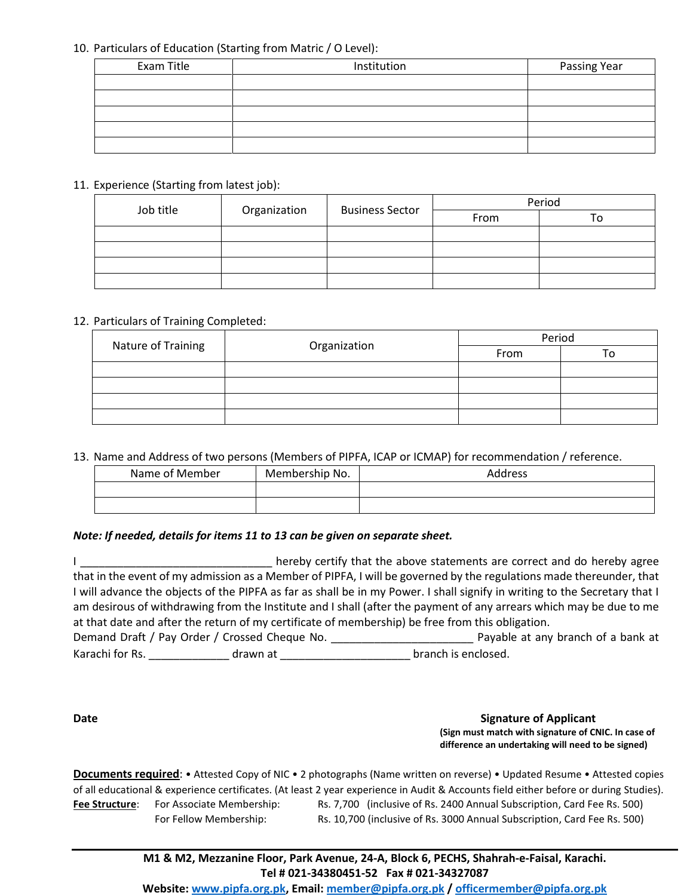10. Particulars of Education (Starting from Matric / O Level):

| Exam Title | Institution | Passing Year |
|---|---|---|
| | | |
| | | |
| | | |
| | | |
| | | |

11. Experience (Starting from latest job):

| Job title | Organization | Business Sector | Period | |
|---|---|---|---|---|
| | | | From | To |
| | | | | |
| | | | | |
| | | | | |
| | | | | |

12. Particulars of Training Completed:

| Nature of Training | Organization | Period | |
|---|---|---|---|
| | | From | To |
| | | | |
| | | | |
| | | | |
| | | | |

13. Name and Address of two persons (Members of PIPFA, ICAP or ICMAP) for recommendation / reference.

| Name of Member | Membership No. | Address |
|---|---|---|
| | | |
| | | |

***Note: If needed, details for items 11 to 13 can be given on separate sheet.***

I _______________________________ hereby certify that the above statements are correct and do hereby agree that in the event of my admission as a Member of PIPFA, I will be governed by the regulations made thereunder, that I will advance the objects of the PIPFA as far as shall be in my Power. I shall signify in writing to the Secretary that I am desirous of withdrawing from the Institute and I shall (after the payment of any arrears which may be due to me at that date and after the return of my certificate of membership) be free from this obligation.

Demand Draft / Pay Order / Crossed Cheque No. _______________________ Payable at any branch of a bank at Karachi for Rs. _____________ drawn at _____________________ branch is enclosed.

**Date**

**Signature of Applicant**
**(Sign must match with signature of CNIC. In case of difference an undertaking will need to be signed)**

**Documents required**: • Attested Copy of NIC • 2 photographs (Name written on reverse) • Updated Resume • Attested copies of all educational & experience certificates. (At least 2 year experience in Audit & Accounts field either before or during Studies).

**Fee Structure**:
- For Associate Membership: Rs. 7,700 (inclusive of Rs. 2400 Annual Subscription, Card Fee Rs. 500)
- For Fellow Membership: Rs. 10,700 (inclusive of Rs. 3000 Annual Subscription, Card Fee Rs. 500)

**M1 & M2, Mezzanine Floor, Park Avenue, 24-A, Block 6, PECHS, Shahrah-e-Faisal, Karachi.**
**Tel # 021-34380451-52 Fax # 021-34327087**
**Website: www.pipfa.org.pk, Email: member@pipfa.org.pk / officermember@pipfa.org.pk**